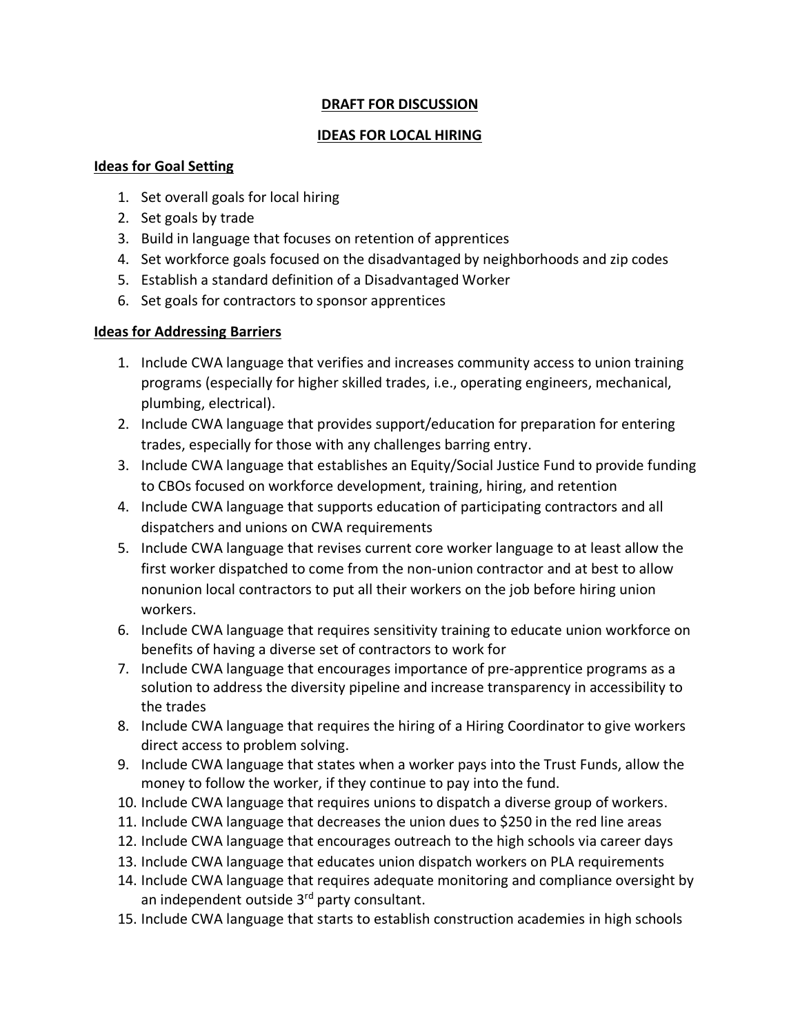**DRAFT FOR DISCUSSION**

**IDEAS FOR LOCAL HIRING**

**Ideas for Goal Setting**

1. Set overall goals for local hiring
2. Set goals by trade
3. Build in language that focuses on retention of apprentices
4. Set workforce goals focused on the disadvantaged by neighborhoods and zip codes
5. Establish a standard definition of a Disadvantaged Worker
6. Set goals for contractors to sponsor apprentices

**Ideas for Addressing Barriers**

1. Include CWA language that verifies and increases community access to union training programs (especially for higher skilled trades, i.e., operating engineers, mechanical, plumbing, electrical).
2. Include CWA language that provides support/education for preparation for entering trades, especially for those with any challenges barring entry.
3. Include CWA language that establishes an Equity/Social Justice Fund to provide funding to CBOs focused on workforce development, training, hiring, and retention
4. Include CWA language that supports education of participating contractors and all dispatchers and unions on CWA requirements
5. Include CWA language that revises current core worker language to at least allow the first worker dispatched to come from the non-union contractor and at best to allow nonunion local contractors to put all their workers on the job before hiring union workers.
6. Include CWA language that requires sensitivity training to educate union workforce on benefits of having a diverse set of contractors to work for
7. Include CWA language that encourages importance of pre-apprentice programs as a solution to address the diversity pipeline and increase transparency in accessibility to the trades
8. Include CWA language that requires the hiring of a Hiring Coordinator to give workers direct access to problem solving.
9. Include CWA language that states when a worker pays into the Trust Funds, allow the money to follow the worker, if they continue to pay into the fund.
10. Include CWA language that requires unions to dispatch a diverse group of workers.
11. Include CWA language that decreases the union dues to $250 in the red line areas
12. Include CWA language that encourages outreach to the high schools via career days
13. Include CWA language that educates union dispatch workers on PLA requirements
14. Include CWA language that requires adequate monitoring and compliance oversight by an independent outside 3rd party consultant.
15. Include CWA language that starts to establish construction academies in high schools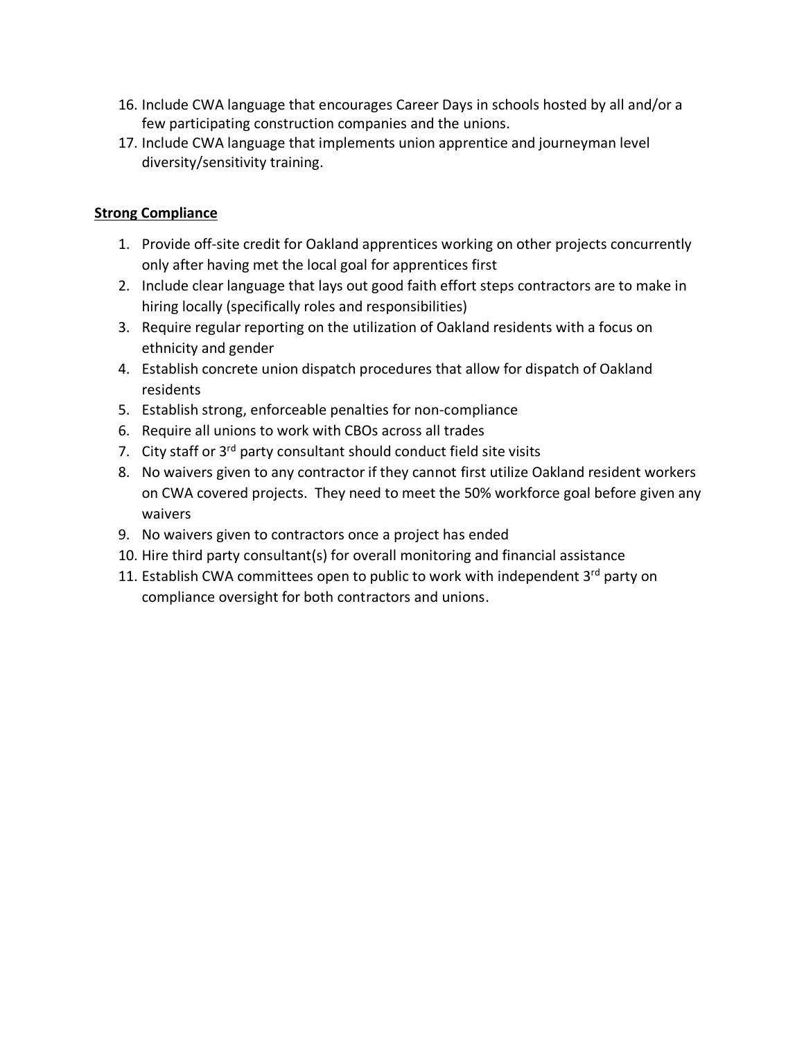16. Include CWA language that encourages Career Days in schools hosted by all and/or a few participating construction companies and the unions.
17. Include CWA language that implements union apprentice and journeyman level diversity/sensitivity training.

**Strong Compliance**

1. Provide off-site credit for Oakland apprentices working on other projects concurrently only after having met the local goal for apprentices first
2. Include clear language that lays out good faith effort steps contractors are to make in hiring locally (specifically roles and responsibilities)
3. Require regular reporting on the utilization of Oakland residents with a focus on ethnicity and gender
4. Establish concrete union dispatch procedures that allow for dispatch of Oakland residents
5. Establish strong, enforceable penalties for non-compliance
6. Require all unions to work with CBOs across all trades
7. City staff or 3rd party consultant should conduct field site visits
8. No waivers given to any contractor if they cannot first utilize Oakland resident workers on CWA covered projects. They need to meet the 50% workforce goal before given any waivers
9. No waivers given to contractors once a project has ended
10. Hire third party consultant(s) for overall monitoring and financial assistance
11. Establish CWA committees open to public to work with independent 3rd party on compliance oversight for both contractors and unions.